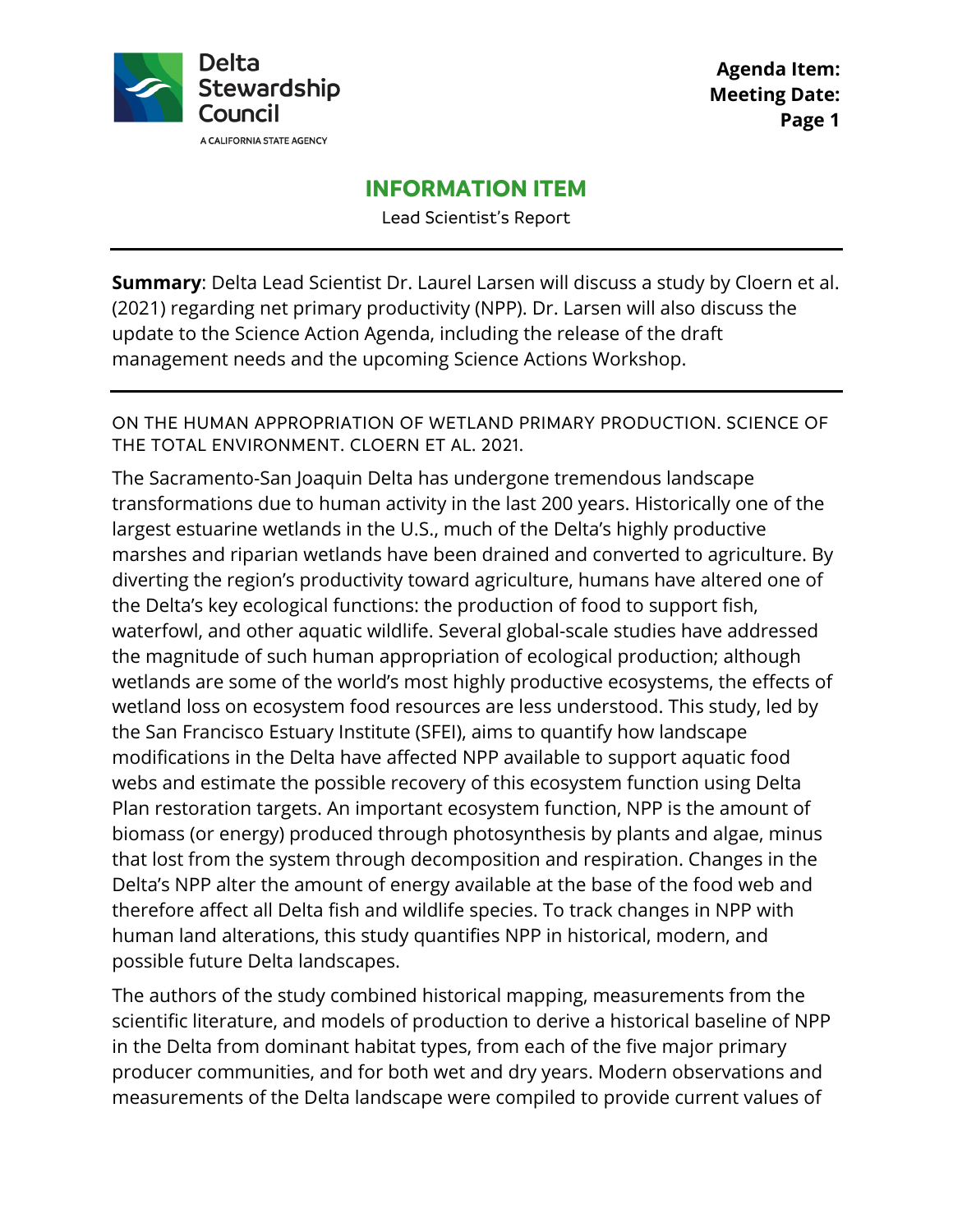Agenda Item:
Meeting Date:

# INFORMATION ITEM

Lead Scientist's Report

---

**Summary**: Delta Lead Scientist Dr. Laurel Larsen will discuss a study by Cloern et al. (2021) regarding net primary productivity (NPP). Dr. Larsen will also discuss the update to the Science Action Agenda, including the release of the draft management needs and the upcoming Science Actions Workshop.

---

## ON THE HUMAN APPROPRIATION OF WETLAND PRIMARY PRODUCTION. SCIENCE OF THE TOTAL ENVIRONMENT. CLOERN ET AL. 2021.

The Sacramento-San Joaquin Delta has undergone tremendous landscape transformations due to human activity in the last 200 years. Historically one of the largest estuarine wetlands in the U.S., much of the Delta's highly productive marshes and riparian wetlands have been drained and converted to agriculture. By diverting the region's productivity toward agriculture, humans have altered one of the Delta's key ecological functions: the production of food to support fish, waterfowl, and other aquatic wildlife. Several global-scale studies have addressed the magnitude of such human appropriation of ecological production; although wetlands are some of the world's most highly productive ecosystems, the effects of wetland loss on ecosystem food resources are less understood. This study, led by the San Francisco Estuary Institute (SFEI), aims to quantify how landscape modifications in the Delta have affected NPP available to support aquatic food webs and estimate the possible recovery of this ecosystem function using Delta Plan restoration targets. An important ecosystem function, NPP is the amount of biomass (or energy) produced through photosynthesis by plants and algae, minus that lost from the system through decomposition and respiration. Changes in the Delta's NPP alter the amount of energy available at the base of the food web and therefore affect all Delta fish and wildlife species. To track changes in NPP with human land alterations, this study quantifies NPP in historical, modern, and possible future Delta landscapes.

The authors of the study combined historical mapping, measurements from the scientific literature, and models of production to derive a historical baseline of NPP in the Delta from dominant habitat types, from each of the five major primary producer communities, and for both wet and dry years. Modern observations and measurements of the Delta landscape were compiled to provide current values of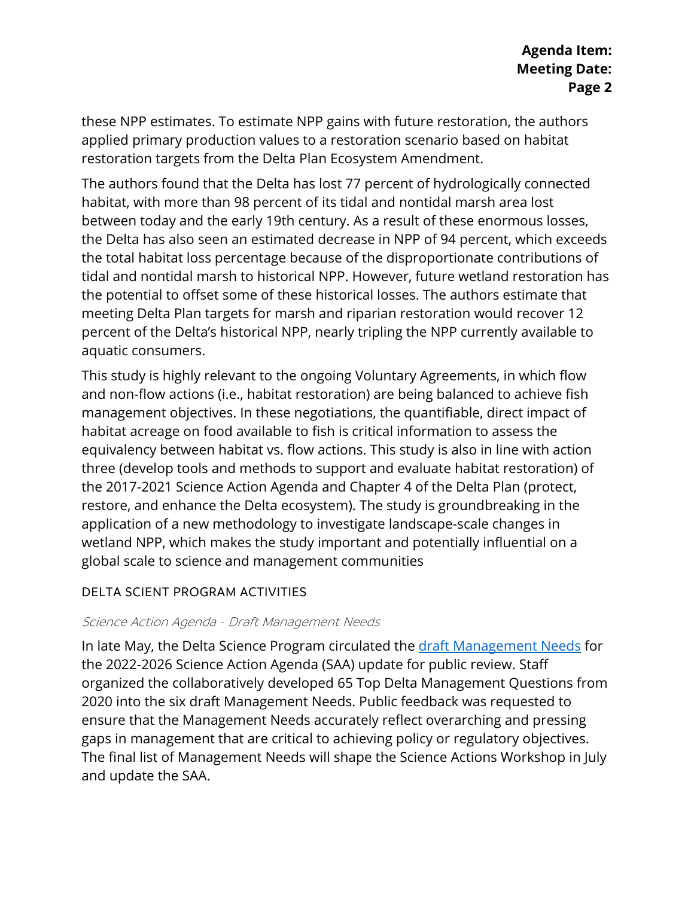these NPP estimates. To estimate NPP gains with future restoration, the authors applied primary production values to a restoration scenario based on habitat restoration targets from the Delta Plan Ecosystem Amendment.

The authors found that the Delta has lost 77 percent of hydrologically connected habitat, with more than 98 percent of its tidal and nontidal marsh area lost between today and the early 19th century. As a result of these enormous losses, the Delta has also seen an estimated decrease in NPP of 94 percent, which exceeds the total habitat loss percentage because of the disproportionate contributions of tidal and nontidal marsh to historical NPP. However, future wetland restoration has the potential to offset some of these historical losses. The authors estimate that meeting Delta Plan targets for marsh and riparian restoration would recover 12 percent of the Delta's historical NPP, nearly tripling the NPP currently available to aquatic consumers.

This study is highly relevant to the ongoing Voluntary Agreements, in which flow and non-flow actions (i.e., habitat restoration) are being balanced to achieve fish management objectives. In these negotiations, the quantifiable, direct impact of habitat acreage on food available to fish is critical information to assess the equivalency between habitat vs. flow actions. This study is also in line with action three (develop tools and methods to support and evaluate habitat restoration) of the 2017-2021 Science Action Agenda and Chapter 4 of the Delta Plan (protect, restore, and enhance the Delta ecosystem). The study is groundbreaking in the application of a new methodology to investigate landscape-scale changes in wetland NPP, which makes the study important and potentially influential on a global scale to science and management communities

## DELTA SCIENT PROGRAM ACTIVITIES

### *Science Action Agenda - Draft Management Needs*

In late May, the Delta Science Program circulated the [draft Management Needs] for the 2022-2026 Science Action Agenda (SAA) update for public review. Staff organized the collaboratively developed 65 Top Delta Management Questions from 2020 into the six draft Management Needs. Public feedback was requested to ensure that the Management Needs accurately reflect overarching and pressing gaps in management that are critical to achieving policy or regulatory objectives. The final list of Management Needs will shape the Science Actions Workshop in July and update the SAA.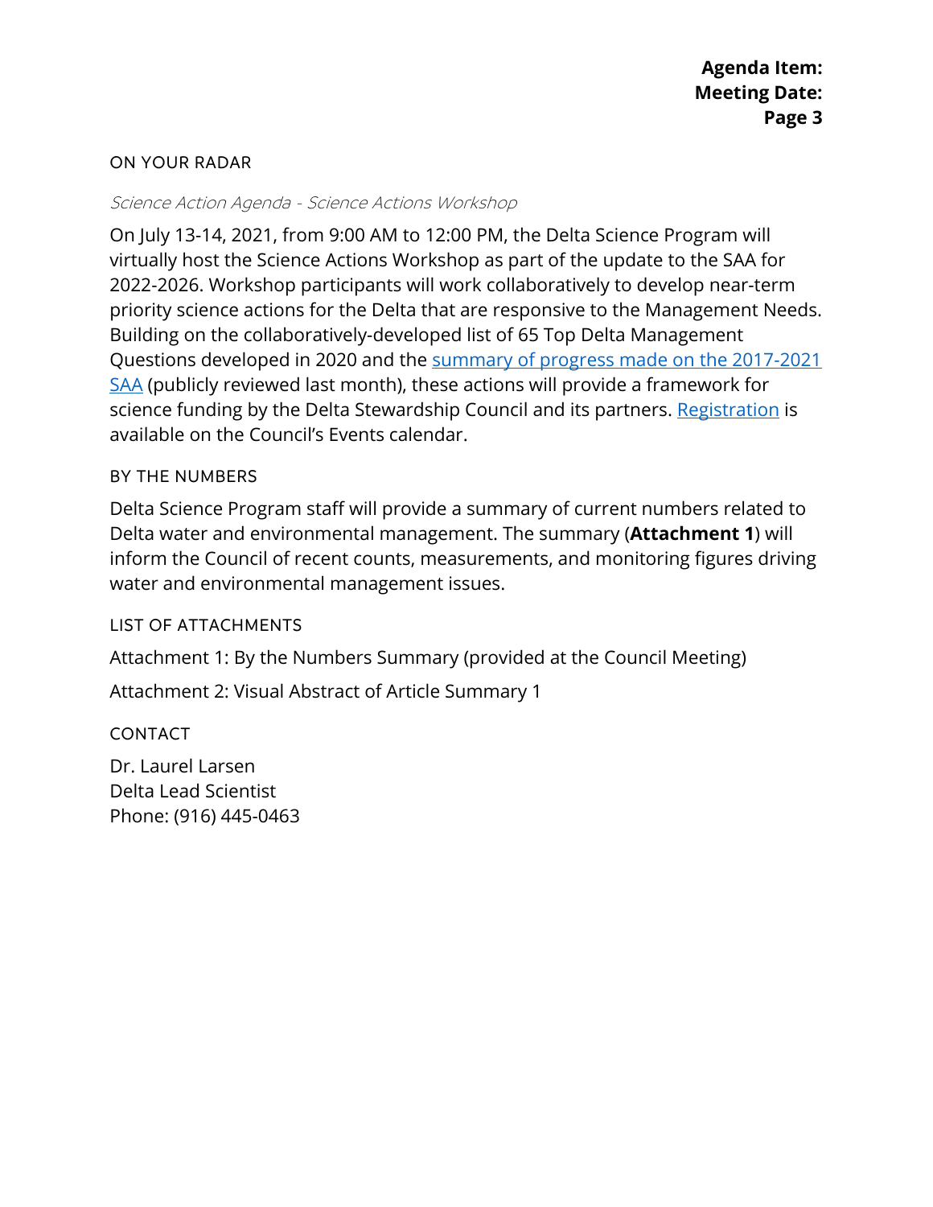## ON YOUR RADAR

*Science Action Agenda - Science Actions Workshop*

On July 13-14, 2021, from 9:00 AM to 12:00 PM, the Delta Science Program will virtually host the Science Actions Workshop as part of the update to the SAA for 2022-2026. Workshop participants will work collaboratively to develop near-term priority science actions for the Delta that are responsive to the Management Needs. Building on the collaboratively-developed list of 65 Top Delta Management Questions developed in 2020 and the summary of progress made on the 2017-2021 SAA (publicly reviewed last month), these actions will provide a framework for science funding by the Delta Stewardship Council and its partners. Registration is available on the Council's Events calendar.

## BY THE NUMBERS

Delta Science Program staff will provide a summary of current numbers related to Delta water and environmental management. The summary (**Attachment 1**) will inform the Council of recent counts, measurements, and monitoring figures driving water and environmental management issues.

## LIST OF ATTACHMENTS

Attachment 1: By the Numbers Summary (provided at the Council Meeting)

Attachment 2: Visual Abstract of Article Summary 1

## CONTACT

Dr. Laurel Larsen
Delta Lead Scientist
Phone: (916) 445-0463